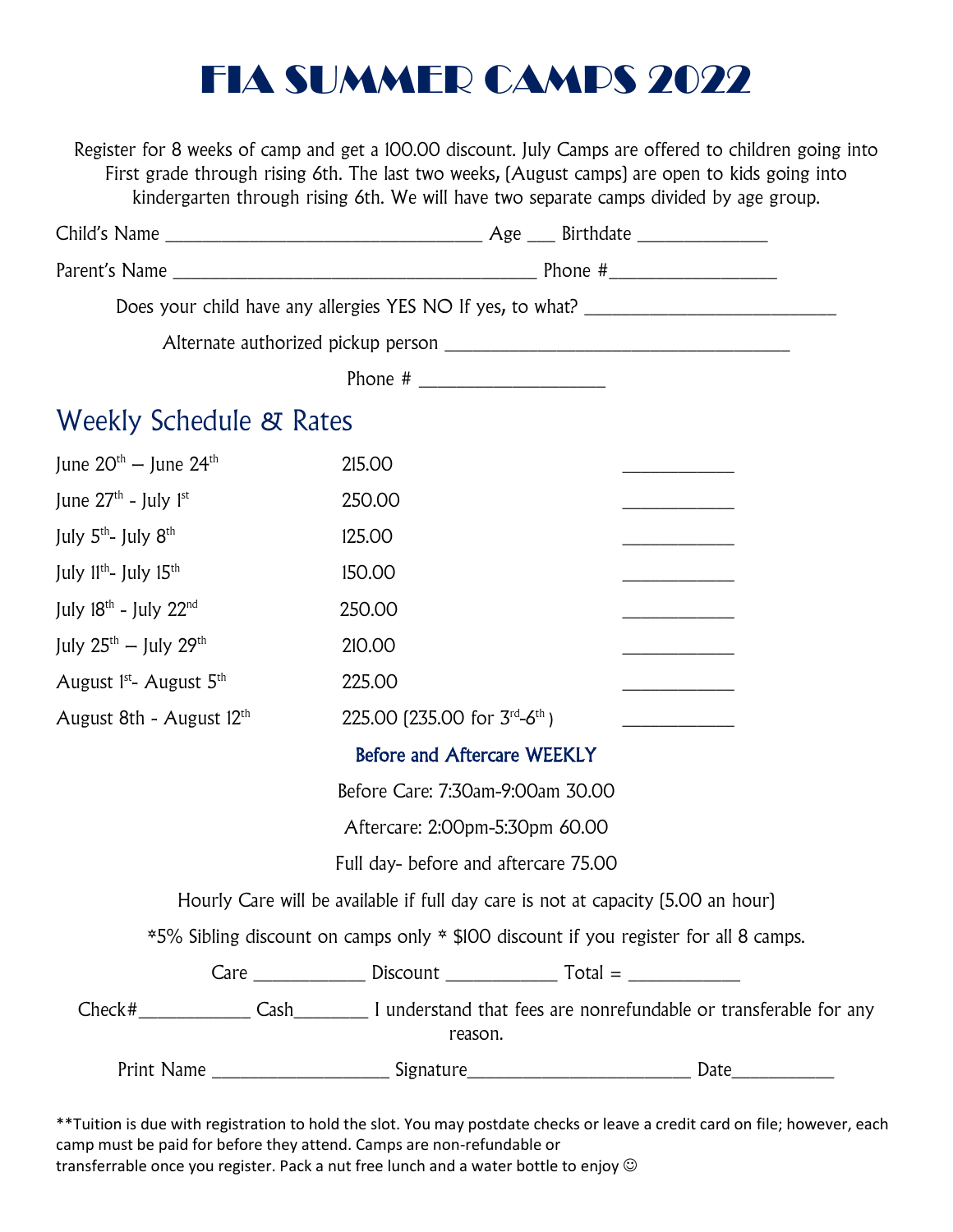# FIA SUMMER CAMPS 2022

Register for 8 weeks of camp and get a 100.00 discount. July Camps are offered to children going into First grade through rising 6th. The last two weeks, (August camps) are open to kids going into kindergarten through rising 6th. We will have two separate camps divided by age group.

Child's Name ______________________________ Age ___ Birthdate ____________

Parent's Name ________________________________ Phone #________________

Does your child have any allergies YES NO If yes, to what? ______________________

Alternate authorized pickup person ________________________________

Phone # ________________

## Weekly Schedule & Rates

| | | |
|---|---|---|
| June 20th – June 24th | 215.00 | __________ |
| June 27th - July 1st | 250.00 | __________ |
| July 5th- July 8th | 125.00 | __________ |
| July 11th- July 15th | 150.00 | __________ |
| July 18th - July 22nd | 250.00 | __________ |
| July 25th – July 29th | 210.00 | __________ |
| August 1st- August 5th | 225.00 | __________ |
| August 8th - August 12th | 225.00 (235.00 for 3rd-6th ) | __________ |

**Before and Aftercare WEEKLY**

Before Care: 7:30am-9:00am 30.00

Aftercare: 2:00pm-5:30pm 60.00

Full day- before and aftercare 75.00

Hourly Care will be available if full day care is not at capacity (5.00 an hour)

*5% Sibling discount on camps only * $100 discount if you register for all 8 camps.

Care __________ Discount __________ Total = __________

Check#__________ Cash_______ I understand that fees are nonrefundable or transferable for any reason.

Print Name ________________ Signature____________________ Date_________

**Tuition is due with registration to hold the slot. You may postdate checks or leave a credit card on file; however, each camp must be paid for before they attend. Camps are non-refundable or transferrable once you register. Pack a nut free lunch and a water bottle to enjoy ☺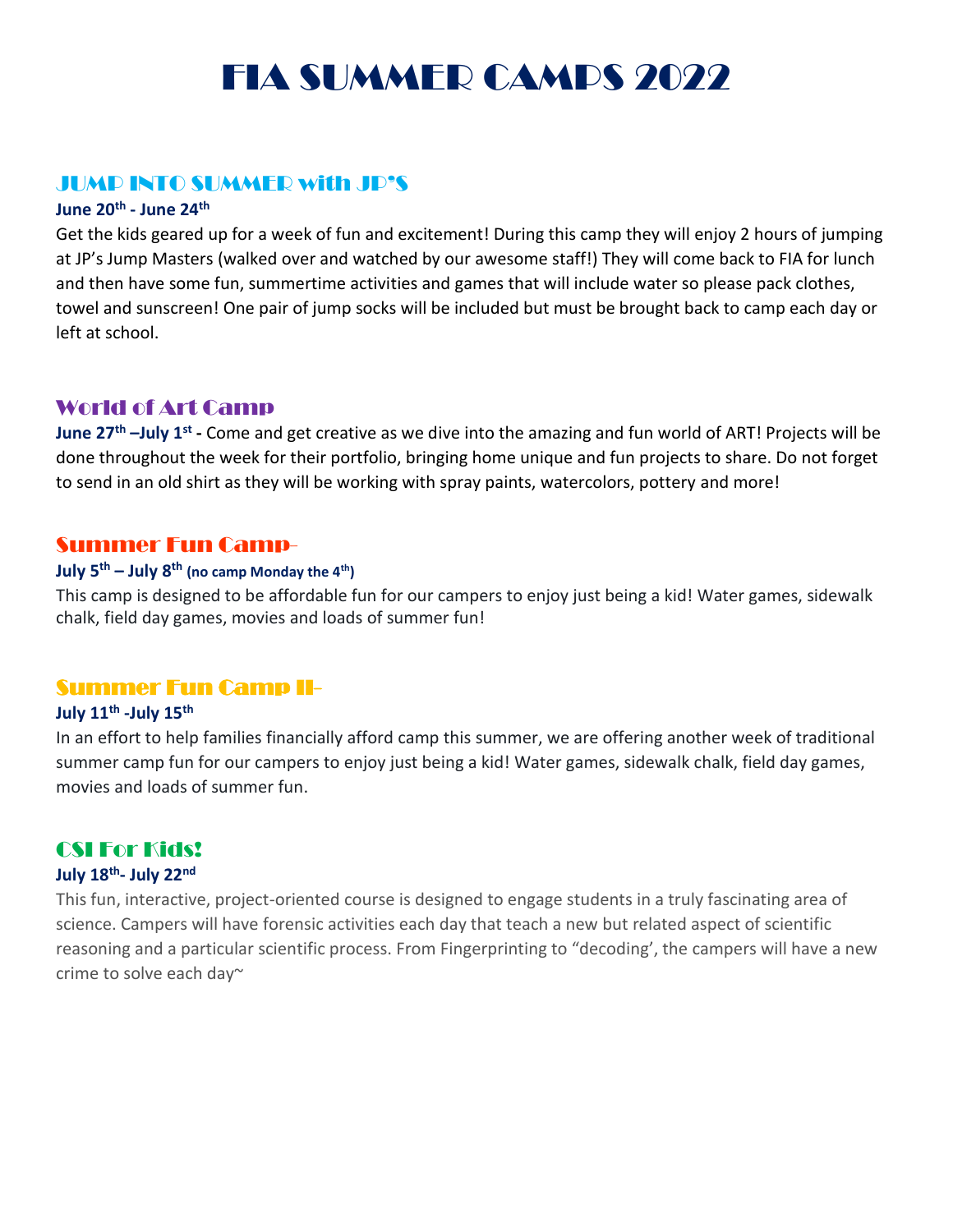# FIA SUMMER CAMPS 2022

## JUMP INTO SUMMER with JP'S

**June 20th - June 24th**

Get the kids geared up for a week of fun and excitement! During this camp they will enjoy 2 hours of jumping at JP's Jump Masters (walked over and watched by our awesome staff!) They will come back to FIA for lunch and then have some fun, summertime activities and games that will include water so please pack clothes, towel and sunscreen! One pair of jump socks will be included but must be brought back to camp each day or left at school.

## World of Art Camp

**June 27th –July 1st -** Come and get creative as we dive into the amazing and fun world of ART! Projects will be done throughout the week for their portfolio, bringing home unique and fun projects to share. Do not forget to send in an old shirt as they will be working with spray paints, watercolors, pottery and more!

## Summer Fun Camp-

**July 5th – July 8th (no camp Monday the 4th)**

This camp is designed to be affordable fun for our campers to enjoy just being a kid! Water games, sidewalk chalk, field day games, movies and loads of summer fun!

## Summer Fun Camp II-

**July 11th -July 15th**

In an effort to help families financially afford camp this summer, we are offering another week of traditional summer camp fun for our campers to enjoy just being a kid! Water games, sidewalk chalk, field day games, movies and loads of summer fun.

## CSI For Kids!

**July 18th- July 22nd**

This fun, interactive, project-oriented course is designed to engage students in a truly fascinating area of science. Campers will have forensic activities each day that teach a new but related aspect of scientific reasoning and a particular scientific process. From Fingerprinting to "decoding', the campers will have a new crime to solve each day~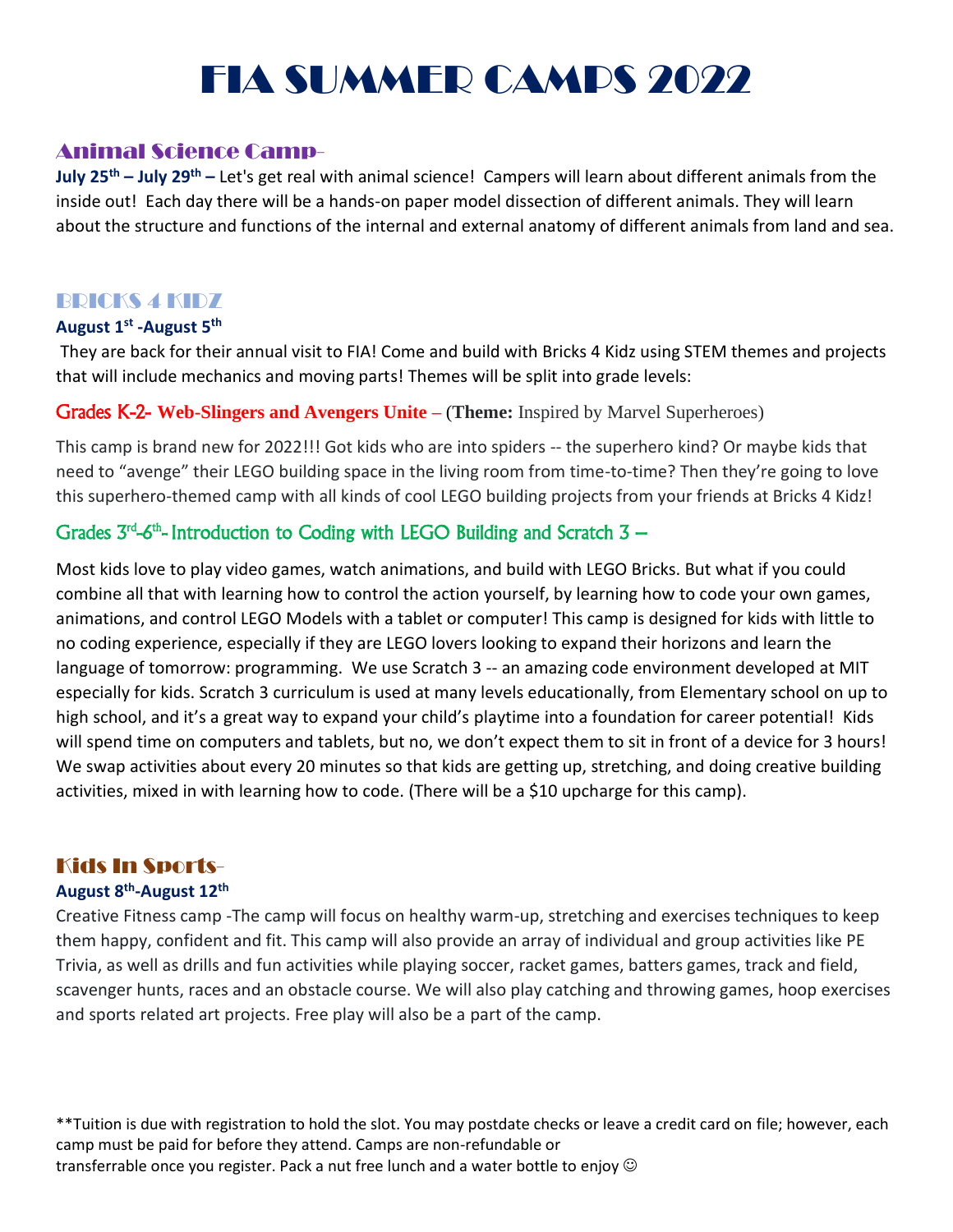# FIA SUMMER CAMPS 2022

## Animal Science Camp-

**July 25th – July 29th –** Let's get real with animal science! Campers will learn about different animals from the inside out! Each day there will be a hands-on paper model dissection of different animals. They will learn about the structure and functions of the internal and external anatomy of different animals from land and sea.

## BRICKS 4 KIDZ

**August 1st -August 5th**

They are back for their annual visit to FIA! Come and build with Bricks 4 Kidz using STEM themes and projects that will include mechanics and moving parts! Themes will be split into grade levels:

### Grades K-2- Web-Slingers and Avengers Unite – (Theme: Inspired by Marvel Superheroes)

This camp is brand new for 2022!!! Got kids who are into spiders -- the superhero kind? Or maybe kids that need to "avenge" their LEGO building space in the living room from time-to-time? Then they're going to love this superhero-themed camp with all kinds of cool LEGO building projects from your friends at Bricks 4 Kidz!

### Grades 3rd-6th- Introduction to Coding with LEGO Building and Scratch 3 –

Most kids love to play video games, watch animations, and build with LEGO Bricks. But what if you could combine all that with learning how to control the action yourself, by learning how to code your own games, animations, and control LEGO Models with a tablet or computer! This camp is designed for kids with little to no coding experience, especially if they are LEGO lovers looking to expand their horizons and learn the language of tomorrow: programming. We use Scratch 3 -- an amazing code environment developed at MIT especially for kids. Scratch 3 curriculum is used at many levels educationally, from Elementary school on up to high school, and it's a great way to expand your child's playtime into a foundation for career potential! Kids will spend time on computers and tablets, but no, we don't expect them to sit in front of a device for 3 hours! We swap activities about every 20 minutes so that kids are getting up, stretching, and doing creative building activities, mixed in with learning how to code. (There will be a $10 upcharge for this camp).

## Kids In Sports-

**August 8th-August 12th**

Creative Fitness camp -The camp will focus on healthy warm-up, stretching and exercises techniques to keep them happy, confident and fit. This camp will also provide an array of individual and group activities like PE Trivia, as well as drills and fun activities while playing soccer, racket games, batters games, track and field, scavenger hunts, races and an obstacle course. We will also play catching and throwing games, hoop exercises and sports related art projects. Free play will also be a part of the camp.

**Tuition is due with registration to hold the slot. You may postdate checks or leave a credit card on file; however, each camp must be paid for before they attend. Camps are non-refundable or transferrable once you register. Pack a nut free lunch and a water bottle to enjoy ☺